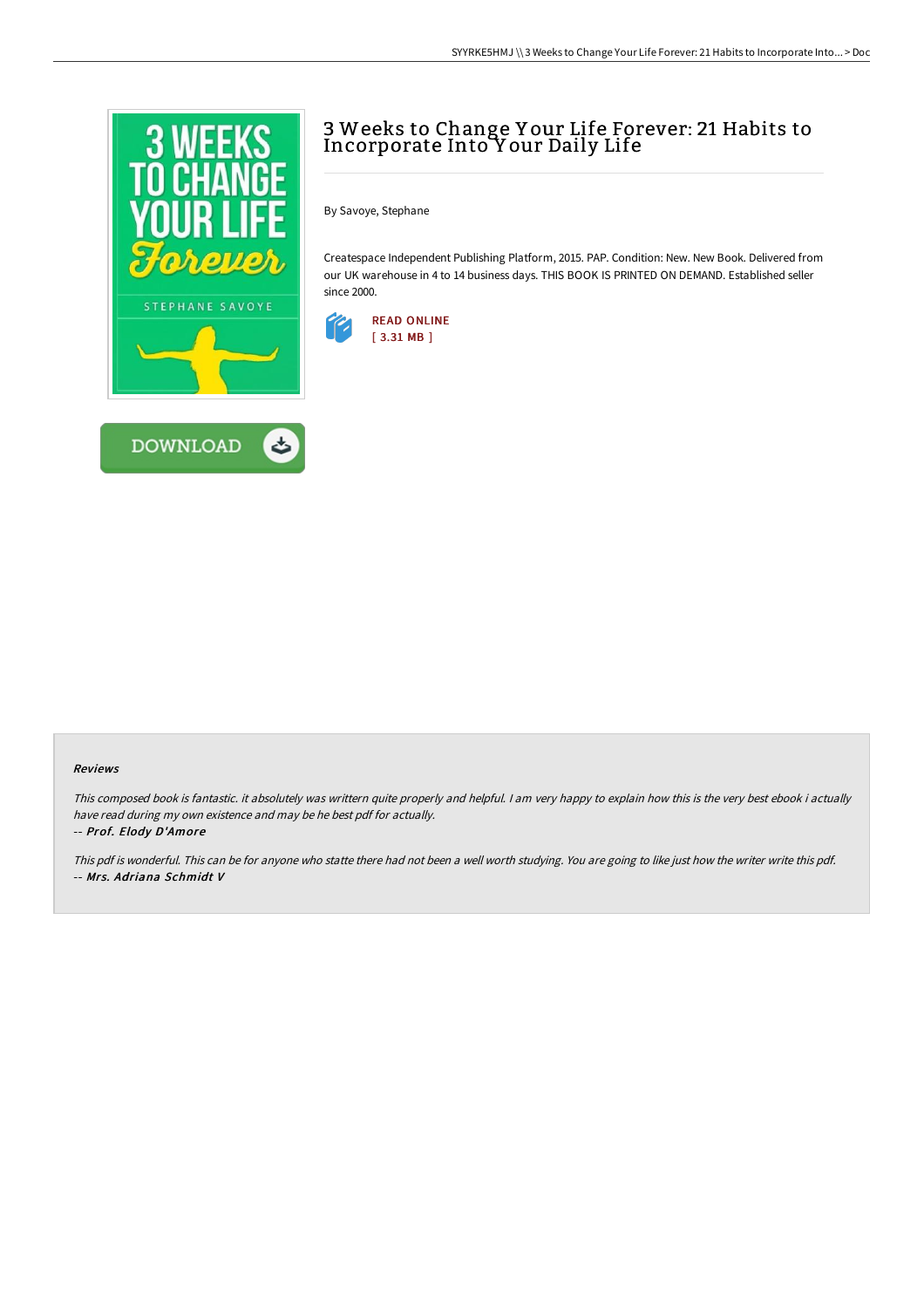# 3 Weeks to Change Your Life Forever: 21 Habits to Incorporate Into Your Daily Life

By Savoye, Stephane

Createspace Independent Publishing Platform, 2015. PAP. Condition: New. New Book. Delivered from our UK warehouse in 4 to 14 business days. THIS BOOK IS PRINTED ON DEMAND. Established seller since 2000.

READ ONLINE
[ 3.31 MB ]

DOWNLOAD

## Reviews

*This composed book is fantastic. it absolutely was writtern quite properly and helpful. I am very happy to explain how this is the very best ebook i actually have read during my own existence and may be he best pdf for actually.*

-- *Prof. Elody D'Amore*

*This pdf is wonderful. This can be for anyone who statte there had not been a well worth studying. You are going to like just how the writer write this pdf.*

-- *Mrs. Adriana Schmidt V*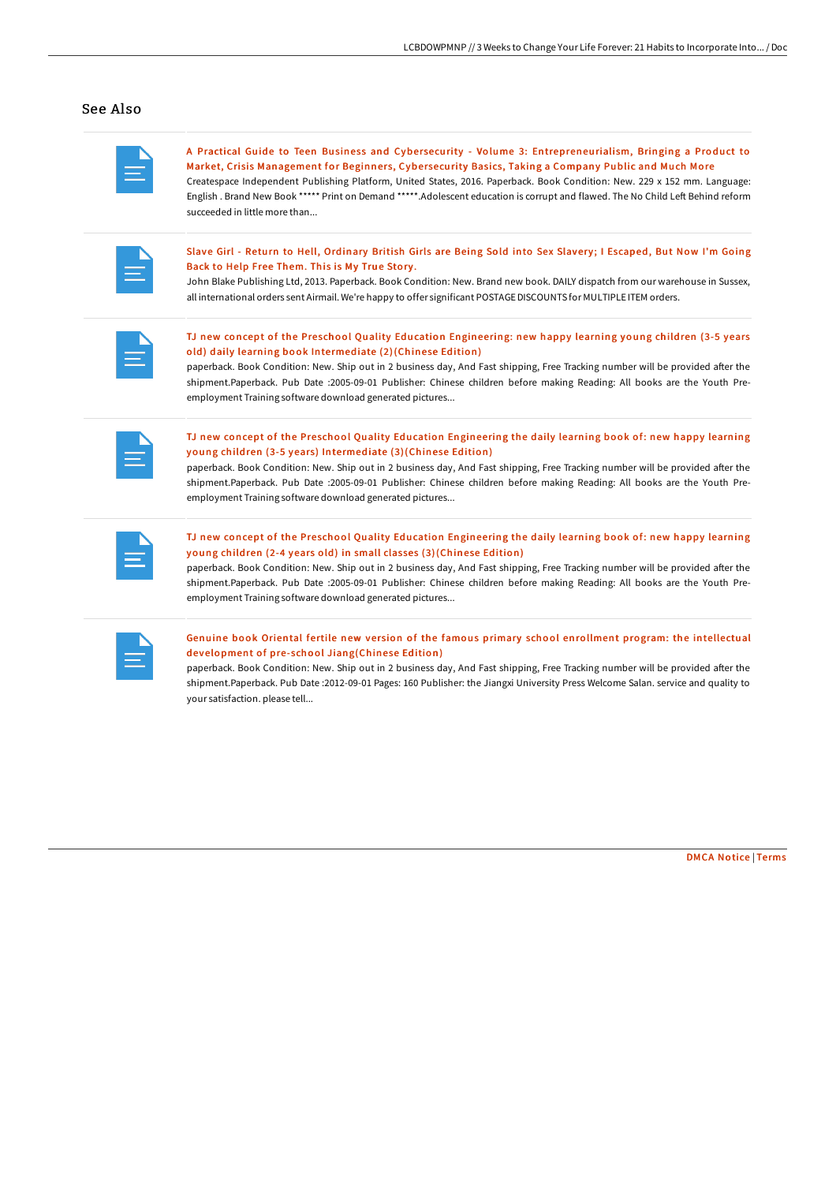## See Also

**A Practical Guide to Teen Business and Cybersecurity - Volume 3: Entrepreneurialism, Bringing a Product to Market, Crisis Management for Beginners, Cybersecurity Basics, Taking a Company Public and Much More**

Createspace Independent Publishing Platform, United States, 2016. Paperback. Book Condition: New. 229 x 152 mm. Language: English . Brand New Book ***** Print on Demand *****.Adolescent education is corrupt and flawed. The No Child Left Behind reform succeeded in little more than...

**Slave Girl - Return to Hell, Ordinary British Girls are Being Sold into Sex Slavery; I Escaped, But Now I'm Going Back to Help Free Them. This is My True Story.**

John Blake Publishing Ltd, 2013. Paperback. Book Condition: New. Brand new book. DAILY dispatch from our warehouse in Sussex, all international orders sent Airmail. We're happy to offer significant POSTAGE DISCOUNTS for MULTIPLE ITEM orders.

**TJ new concept of the Preschool Quality Education Engineering: new happy learning young children (3-5 years old) daily learning book Intermediate (2)(Chinese Edition)**

paperback. Book Condition: New. Ship out in 2 business day, And Fast shipping, Free Tracking number will be provided after the shipment.Paperback. Pub Date :2005-09-01 Publisher: Chinese children before making Reading: All books are the Youth Pre-employment Training software download generated pictures...

**TJ new concept of the Preschool Quality Education Engineering the daily learning book of: new happy learning young children (3-5 years) Intermediate (3)(Chinese Edition)**

paperback. Book Condition: New. Ship out in 2 business day, And Fast shipping, Free Tracking number will be provided after the shipment.Paperback. Pub Date :2005-09-01 Publisher: Chinese children before making Reading: All books are the Youth Pre-employment Training software download generated pictures...

**TJ new concept of the Preschool Quality Education Engineering the daily learning book of: new happy learning young children (2-4 years old) in small classes (3)(Chinese Edition)**

paperback. Book Condition: New. Ship out in 2 business day, And Fast shipping, Free Tracking number will be provided after the shipment.Paperback. Pub Date :2005-09-01 Publisher: Chinese children before making Reading: All books are the Youth Pre-employment Training software download generated pictures...

**Genuine book Oriental fertile new version of the famous primary school enrollment program: the intellectual development of pre-school Jiang(Chinese Edition)**

paperback. Book Condition: New. Ship out in 2 business day, And Fast shipping, Free Tracking number will be provided after the shipment.Paperback. Pub Date :2012-09-01 Pages: 160 Publisher: the Jiangxi University Press Welcome Salan. service and quality to your satisfaction. please tell...

DMCA Notice | Terms